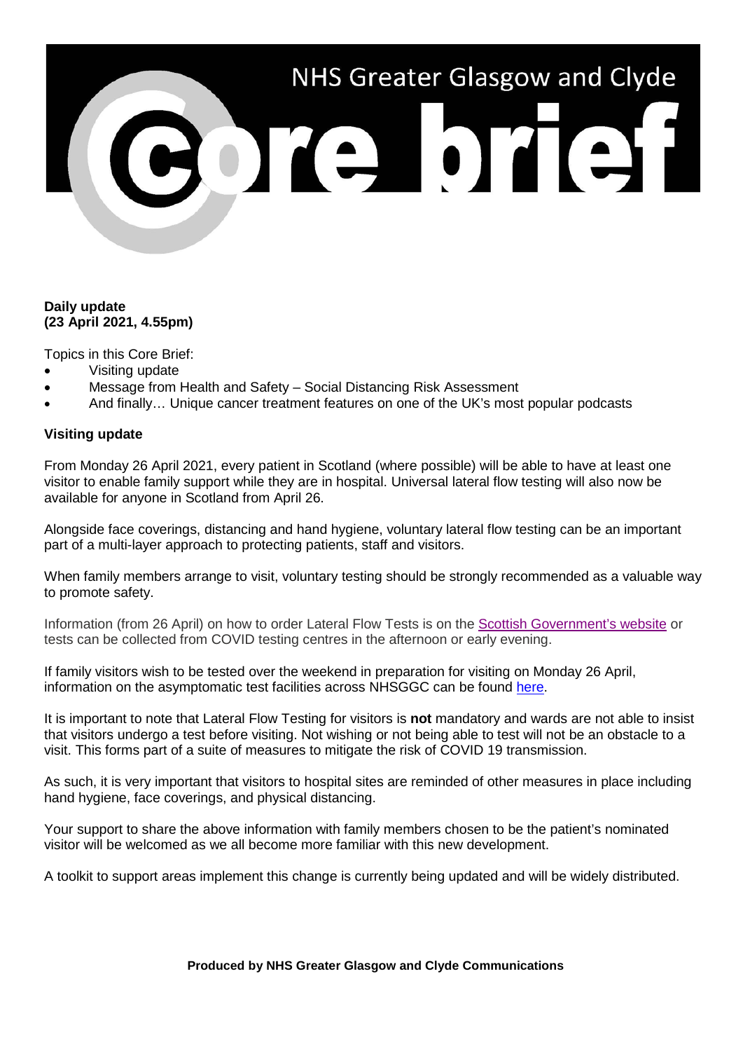# NHS Greater Glasgow and Clyde Core brief

**Daily update**
**(23 April 2021, 4.55pm)**

Topics in this Core Brief:

- Visiting update
- Message from Health and Safety – Social Distancing Risk Assessment
- And finally… Unique cancer treatment features on one of the UK's most popular podcasts

**Visiting update**

From Monday 26 April 2021, every patient in Scotland (where possible) will be able to have at least one visitor to enable family support while they are in hospital. Universal lateral flow testing will also now be available for anyone in Scotland from April 26.

Alongside face coverings, distancing and hand hygiene, voluntary lateral flow testing can be an important part of a multi-layer approach to protecting patients, staff and visitors.

When family members arrange to visit, voluntary testing should be strongly recommended as a valuable way to promote safety.

Information (from 26 April) on how to order Lateral Flow Tests is on the Scottish Government's website or tests can be collected from COVID testing centres in the afternoon or early evening.

If family visitors wish to be tested over the weekend in preparation for visiting on Monday 26 April, information on the asymptomatic test facilities across NHSGGC can be found here.

It is important to note that Lateral Flow Testing for visitors is **not** mandatory and wards are not able to insist that visitors undergo a test before visiting. Not wishing or not being able to test will not be an obstacle to a visit. This forms part of a suite of measures to mitigate the risk of COVID 19 transmission.

As such, it is very important that visitors to hospital sites are reminded of other measures in place including hand hygiene, face coverings, and physical distancing.

Your support to share the above information with family members chosen to be the patient's nominated visitor will be welcomed as we all become more familiar with this new development.

A toolkit to support areas implement this change is currently being updated and will be widely distributed.

**Produced by NHS Greater Glasgow and Clyde Communications**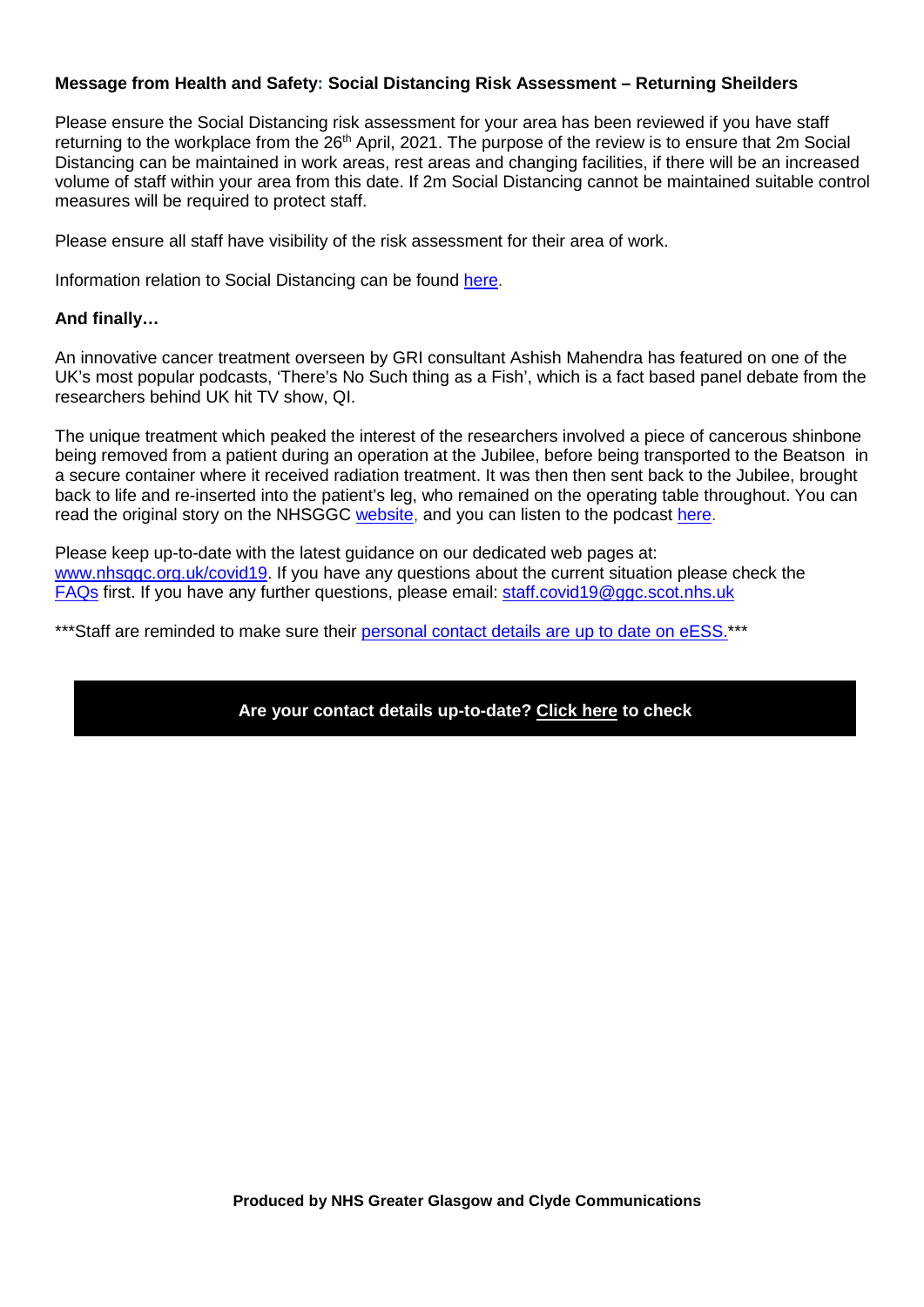**Message from Health and Safety: Social Distancing Risk Assessment – Returning Sheilders**

Please ensure the Social Distancing risk assessment for your area has been reviewed if you have staff returning to the workplace from the 26th April, 2021. The purpose of the review is to ensure that 2m Social Distancing can be maintained in work areas, rest areas and changing facilities, if there will be an increased volume of staff within your area from this date. If 2m Social Distancing cannot be maintained suitable control measures will be required to protect staff.

Please ensure all staff have visibility of the risk assessment for their area of work.

Information relation to Social Distancing can be found here.

**And finally…**

An innovative cancer treatment overseen by GRI consultant Ashish Mahendra has featured on one of the UK's most popular podcasts, 'There's No Such thing as a Fish', which is a fact based panel debate from the researchers behind UK hit TV show, QI.

The unique treatment which peaked the interest of the researchers involved a piece of cancerous shinbone being removed from a patient during an operation at the Jubilee, before being transported to the Beatson in a secure container where it received radiation treatment. It was then then sent back to the Jubilee, brought back to life and re-inserted into the patient's leg, who remained on the operating table throughout. You can read the original story on the NHSGGC website, and you can listen to the podcast here.

Please keep up-to-date with the latest guidance on our dedicated web pages at: www.nhsggc.org.uk/covid19. If you have any questions about the current situation please check the FAQs first. If you have any further questions, please email: staff.covid19@ggc.scot.nhs.uk

***Staff are reminded to make sure their personal contact details are up to date on eESS.***

**Are your contact details up-to-date? Click here to check**

**Produced by NHS Greater Glasgow and Clyde Communications**